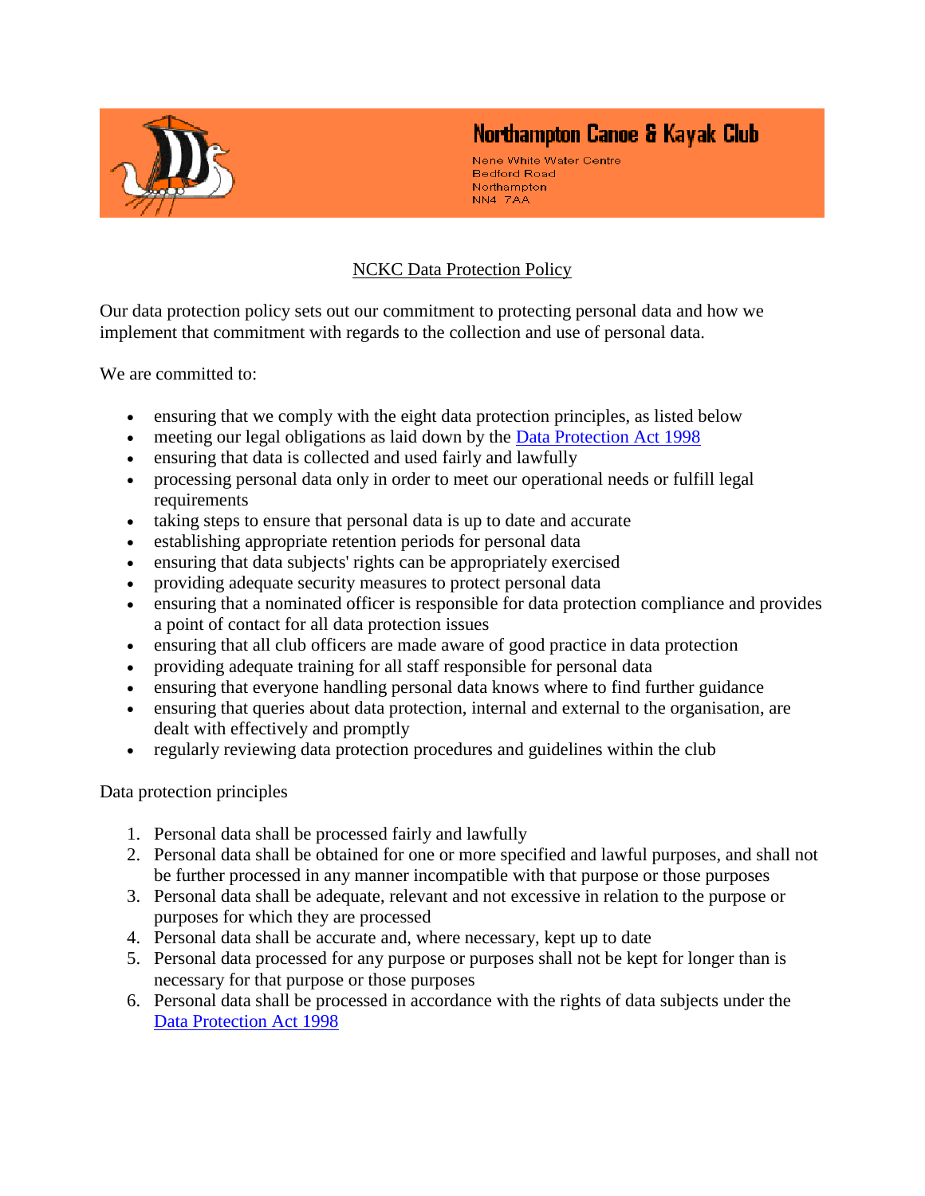# Northampton Canoe & Kayak Club

Nene White Water Centre
Bedford Road
Northampton
NN4 7AA

## NCKC Data Protection Policy

Our data protection policy sets out our commitment to protecting personal data and how we implement that commitment with regards to the collection and use of personal data.

We are committed to:

- ensuring that we comply with the eight data protection principles, as listed below
- meeting our legal obligations as laid down by the Data Protection Act 1998
- ensuring that data is collected and used fairly and lawfully
- processing personal data only in order to meet our operational needs or fulfill legal requirements
- taking steps to ensure that personal data is up to date and accurate
- establishing appropriate retention periods for personal data
- ensuring that data subjects' rights can be appropriately exercised
- providing adequate security measures to protect personal data
- ensuring that a nominated officer is responsible for data protection compliance and provides a point of contact for all data protection issues
- ensuring that all club officers are made aware of good practice in data protection
- providing adequate training for all staff responsible for personal data
- ensuring that everyone handling personal data knows where to find further guidance
- ensuring that queries about data protection, internal and external to the organisation, are dealt with effectively and promptly
- regularly reviewing data protection procedures and guidelines within the club

Data protection principles

1. Personal data shall be processed fairly and lawfully
2. Personal data shall be obtained for one or more specified and lawful purposes, and shall not be further processed in any manner incompatible with that purpose or those purposes
3. Personal data shall be adequate, relevant and not excessive in relation to the purpose or purposes for which they are processed
4. Personal data shall be accurate and, where necessary, kept up to date
5. Personal data processed for any purpose or purposes shall not be kept for longer than is necessary for that purpose or those purposes
6. Personal data shall be processed in accordance with the rights of data subjects under the Data Protection Act 1998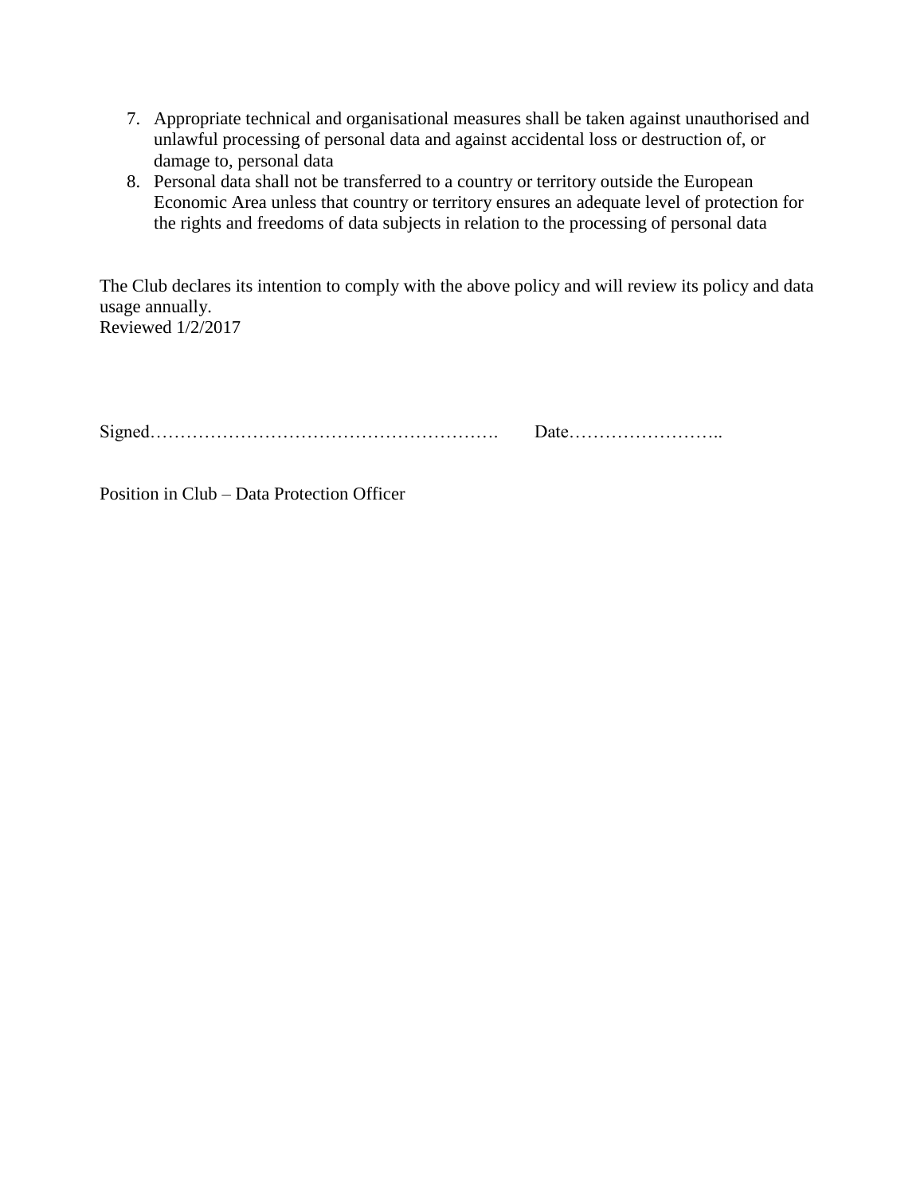7. Appropriate technical and organisational measures shall be taken against unauthorised and unlawful processing of personal data and against accidental loss or destruction of, or damage to, personal data
8. Personal data shall not be transferred to a country or territory outside the European Economic Area unless that country or territory ensures an adequate level of protection for the rights and freedoms of data subjects in relation to the processing of personal data

The Club declares its intention to comply with the above policy and will review its policy and data usage annually.
Reviewed 1/2/2017

Signed…………………………………………………. Date……………………..

Position in Club – Data Protection Officer